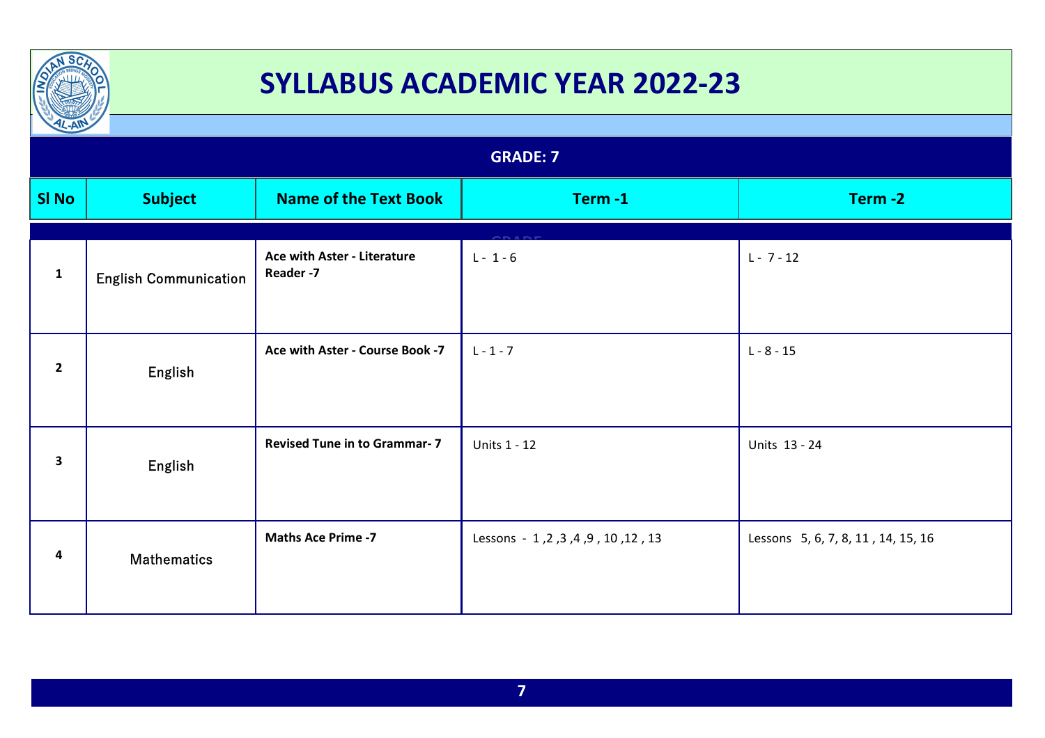# SYLLABUS ACADEMIC YEAR 2022-23

## GRADE: 7

| Sl No | Subject | Name of the Text Book | Term -1 | Term -2 |
|---|---|---|---|---|
| 1 | English Communication | **Ace with Aster - Literature Reader -7** | L - 1 - 6 | L - 7 - 12 |
| 2 | English | **Ace with Aster - Course Book -7** | L - 1 - 7 | L - 8 - 15 |
| 3 | English | **Revised Tune in to Grammar- 7** | Units 1 - 12 | Units 13 - 24 |
| 4 | Mathematics | **Maths Ace Prime -7** | Lessons - 1 ,2 ,3 ,4 ,9 , 10 ,12 , 13 | Lessons 5, 6, 7, 8, 11 , 14, 15, 16 |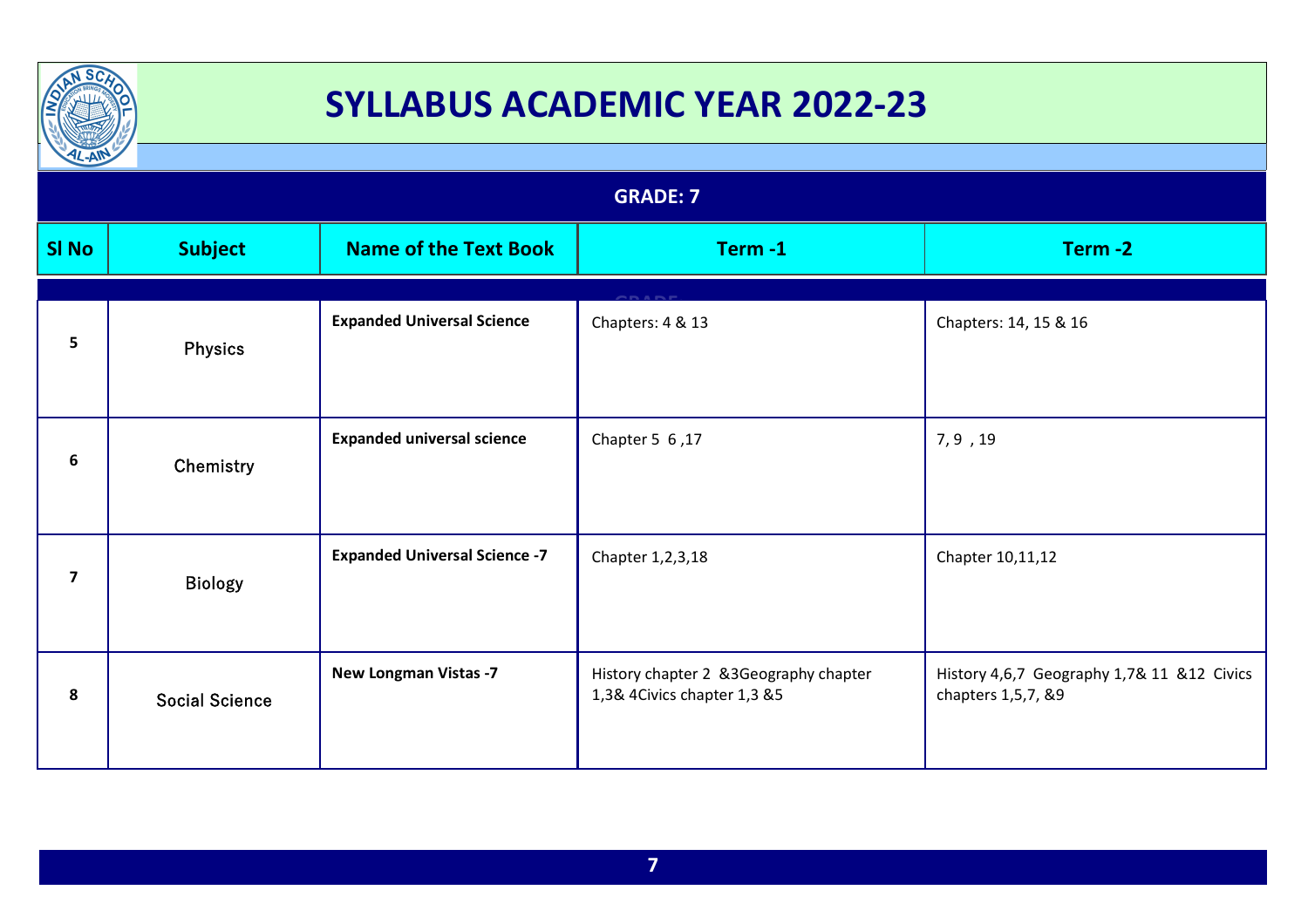# SYLLABUS ACADEMIC YEAR 2022-23

## GRADE: 7

| Sl No | Subject | Name of the Text Book | Term -1 | Term -2 |
|---|---|---|---|---|
| 5 | Physics | **Expanded Universal Science** | Chapters: 4 & 13 | Chapters: 14, 15 & 16 |
| 6 | Chemistry | **Expanded universal science** | Chapter 5 6 ,17 | 7, 9 , 19 |
| 7 | Biology | **Expanded Universal Science -7** | Chapter 1,2,3,18 | Chapter 10,11,12 |
| 8 | Social Science | **New Longman Vistas -7** | History chapter 2 &3Geography chapter 1,3& 4Civics chapter 1,3 &5 | History 4,6,7 Geography 1,7& 11 &12 Civics chapters 1,5,7, &9 |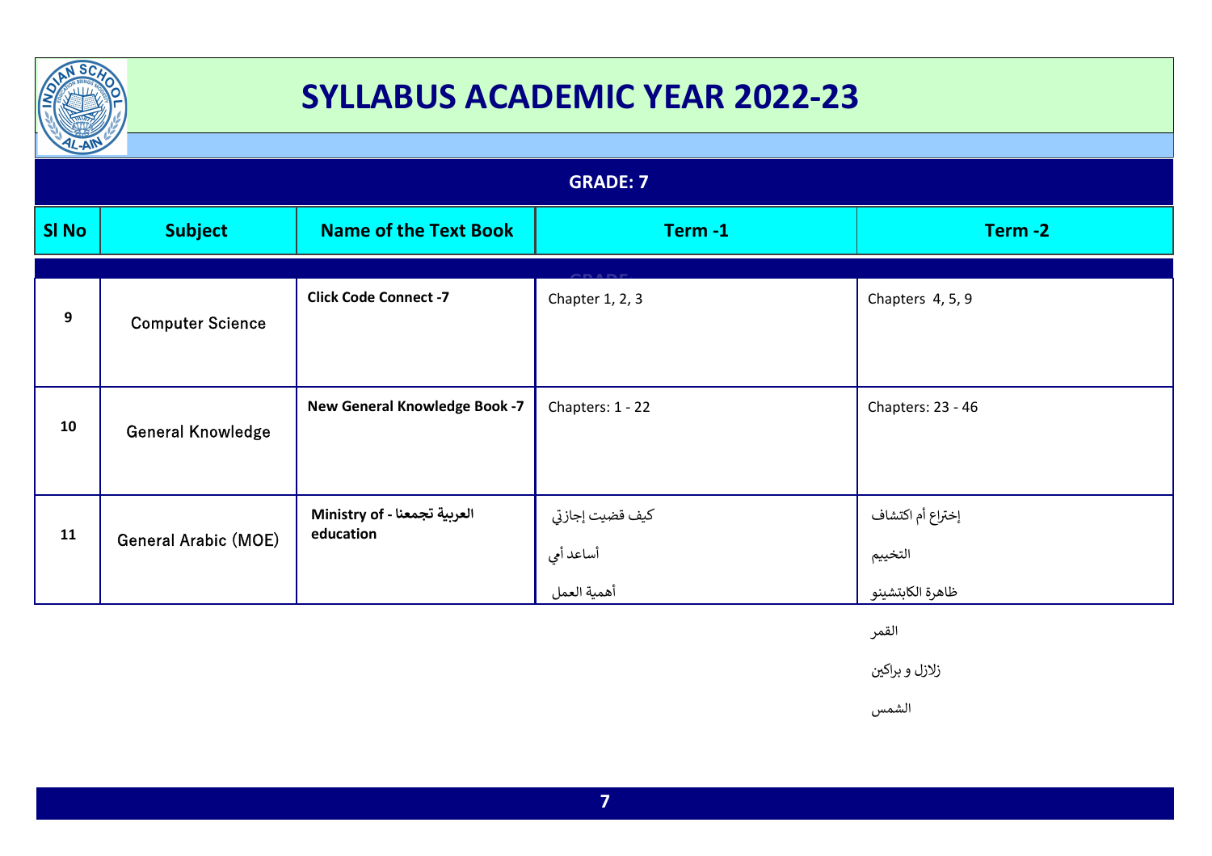# SYLLABUS ACADEMIC YEAR 2022-23

## GRADE: 7

| Sl No | Subject | Name of the Text Book | Term -1 | Term -2 |
|---|---|---|---|---|
| 9 | Computer Science | **Click Code Connect -7** | Chapter 1, 2, 3 | Chapters 4, 5, 9 |
| 10 | General Knowledge | **New General Knowledge Book -7** | Chapters: 1 - 22 | Chapters: 23 - 46 |
| 11 | General Arabic (MOE) | **العربية تجمعنا - Ministry of education** | كيف قضيت إجازتي<br>أساعد أمي<br>أهمية العمل | إختراع أم اكتشاف<br>التخييم<br>ظاهرة الكابتشينو<br>القمر<br>زلازل و براكين<br>الشمس |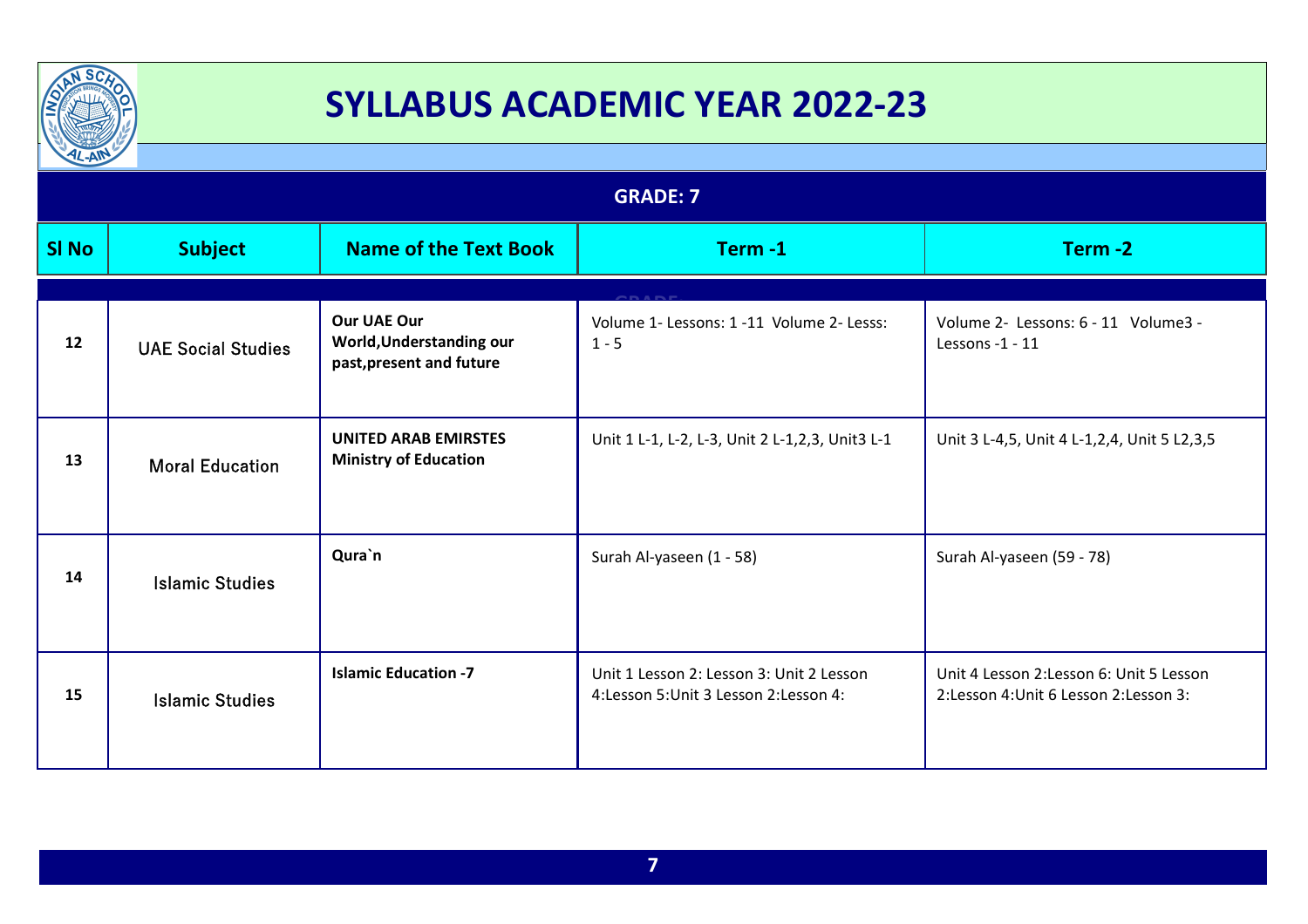# SYLLABUS ACADEMIC YEAR 2022-23

## GRADE: 7

| Sl No | Subject | Name of the Text Book | Term -1 | Term -2 |
|---|---|---|---|---|
| 12 | UAE Social Studies | **Our UAE Our World,Understanding our past,present and future** | Volume 1- Lessons: 1 -11 Volume 2- Lesss: 1 - 5 | Volume 2- Lessons: 6 - 11 Volume3 - Lessons -1 - 11 |
| 13 | Moral Education | **UNITED ARAB EMIRSTES Ministry of Education** | Unit 1 L-1, L-2, L-3, Unit 2 L-1,2,3, Unit3 L-1 | Unit 3 L-4,5, Unit 4 L-1,2,4, Unit 5 L2,3,5 |
| 14 | Islamic Studies | **Qura`n** | Surah Al-yaseen (1 - 58) | Surah Al-yaseen (59 - 78) |
| 15 | Islamic Studies | **Islamic Education -7** | Unit 1 Lesson 2: Lesson 3: Unit 2 Lesson 4:Lesson 5:Unit 3 Lesson 2:Lesson 4: | Unit 4 Lesson 2:Lesson 6: Unit 5 Lesson 2:Lesson 4:Unit 6 Lesson 2:Lesson 3: |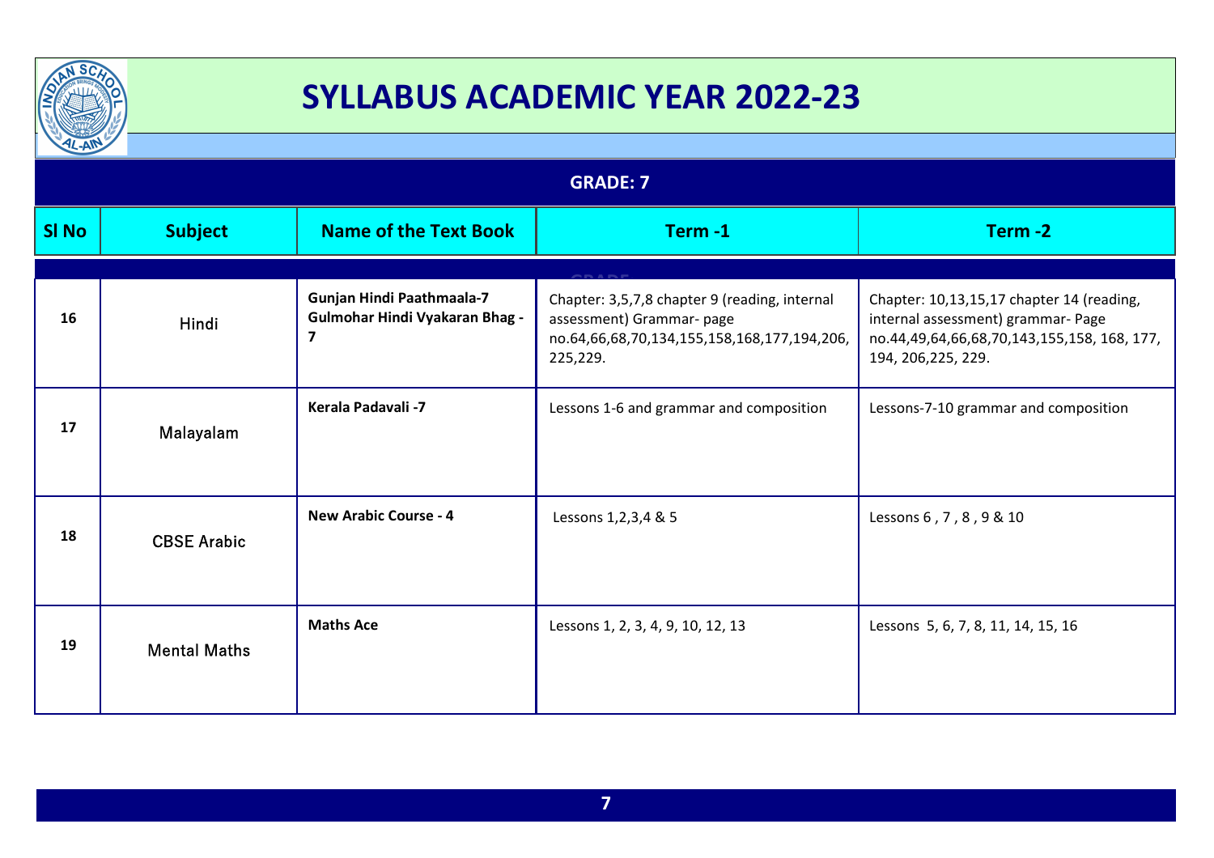# SYLLABUS ACADEMIC YEAR 2022-23

## GRADE: 7

| Sl No | Subject | Name of the Text Book | Term -1 | Term -2 |
|---|---|---|---|---|
| 16 | Hindi | **Gunjan Hindi Paathmaala-7 Gulmohar Hindi Vyakaran Bhag - 7** | Chapter: 3,5,7,8 chapter 9 (reading, internal assessment) Grammar- page no.64,66,68,70,134,155,158,168,177,194,206, 225,229. | Chapter: 10,13,15,17 chapter 14 (reading, internal assessment) grammar- Page no.44,49,64,66,68,70,143,155,158, 168, 177, 194, 206,225, 229. |
| 17 | Malayalam | **Kerala Padavali -7** | Lessons 1-6 and grammar and composition | Lessons-7-10 grammar and composition |
| 18 | CBSE Arabic | **New Arabic Course - 4** | Lessons 1,2,3,4 & 5 | Lessons 6 , 7 , 8 , 9 & 10 |
| 19 | Mental Maths | **Maths Ace** | Lessons 1, 2, 3, 4, 9, 10, 12, 13 | Lessons 5, 6, 7, 8, 11, 14, 15, 16 |